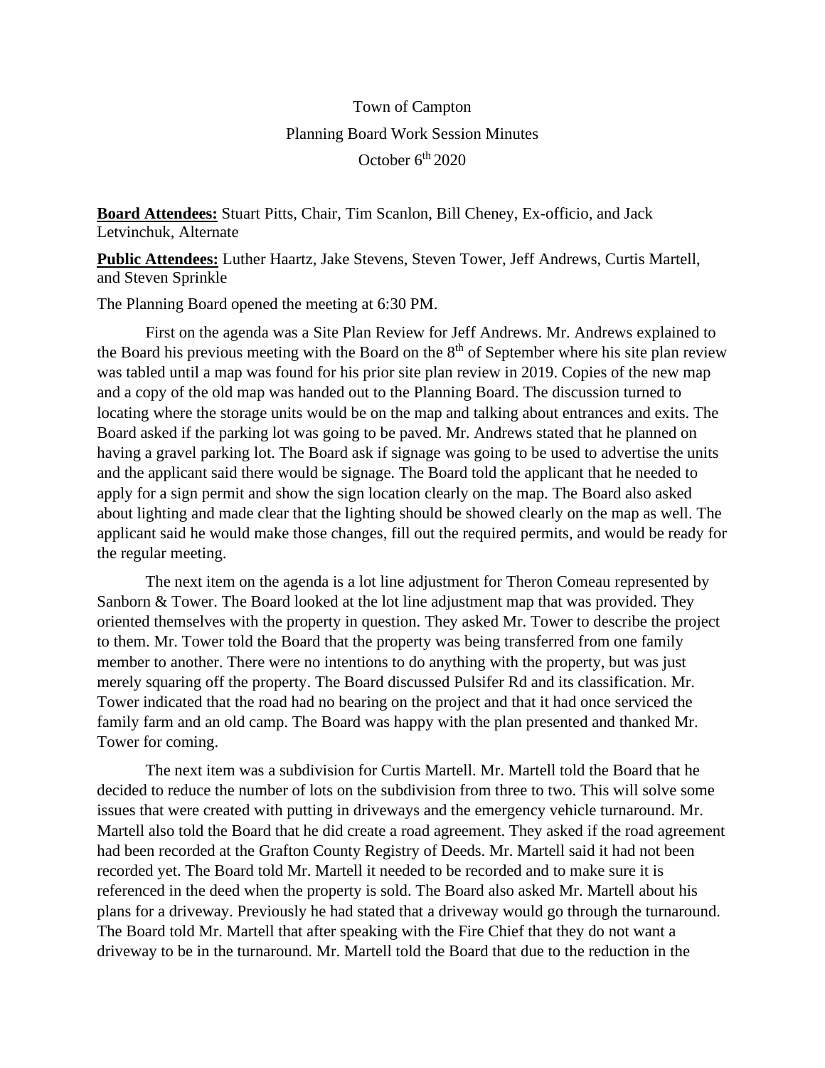Town of Campton

Planning Board Work Session Minutes

October 6th 2020

**Board Attendees:** Stuart Pitts, Chair, Tim Scanlon, Bill Cheney, Ex-officio, and Jack Letvinchuk, Alternate

**Public Attendees:** Luther Haartz, Jake Stevens, Steven Tower, Jeff Andrews, Curtis Martell, and Steven Sprinkle

The Planning Board opened the meeting at 6:30 PM.

First on the agenda was a Site Plan Review for Jeff Andrews. Mr. Andrews explained to the Board his previous meeting with the Board on the 8th of September where his site plan review was tabled until a map was found for his prior site plan review in 2019. Copies of the new map and a copy of the old map was handed out to the Planning Board. The discussion turned to locating where the storage units would be on the map and talking about entrances and exits. The Board asked if the parking lot was going to be paved. Mr. Andrews stated that he planned on having a gravel parking lot. The Board ask if signage was going to be used to advertise the units and the applicant said there would be signage. The Board told the applicant that he needed to apply for a sign permit and show the sign location clearly on the map. The Board also asked about lighting and made clear that the lighting should be showed clearly on the map as well. The applicant said he would make those changes, fill out the required permits, and would be ready for the regular meeting.

The next item on the agenda is a lot line adjustment for Theron Comeau represented by Sanborn & Tower. The Board looked at the lot line adjustment map that was provided. They oriented themselves with the property in question. They asked Mr. Tower to describe the project to them. Mr. Tower told the Board that the property was being transferred from one family member to another. There were no intentions to do anything with the property, but was just merely squaring off the property. The Board discussed Pulsifer Rd and its classification. Mr. Tower indicated that the road had no bearing on the project and that it had once serviced the family farm and an old camp. The Board was happy with the plan presented and thanked Mr. Tower for coming.

The next item was a subdivision for Curtis Martell. Mr. Martell told the Board that he decided to reduce the number of lots on the subdivision from three to two. This will solve some issues that were created with putting in driveways and the emergency vehicle turnaround. Mr. Martell also told the Board that he did create a road agreement. They asked if the road agreement had been recorded at the Grafton County Registry of Deeds. Mr. Martell said it had not been recorded yet. The Board told Mr. Martell it needed to be recorded and to make sure it is referenced in the deed when the property is sold. The Board also asked Mr. Martell about his plans for a driveway. Previously he had stated that a driveway would go through the turnaround. The Board told Mr. Martell that after speaking with the Fire Chief that they do not want a driveway to be in the turnaround. Mr. Martell told the Board that due to the reduction in the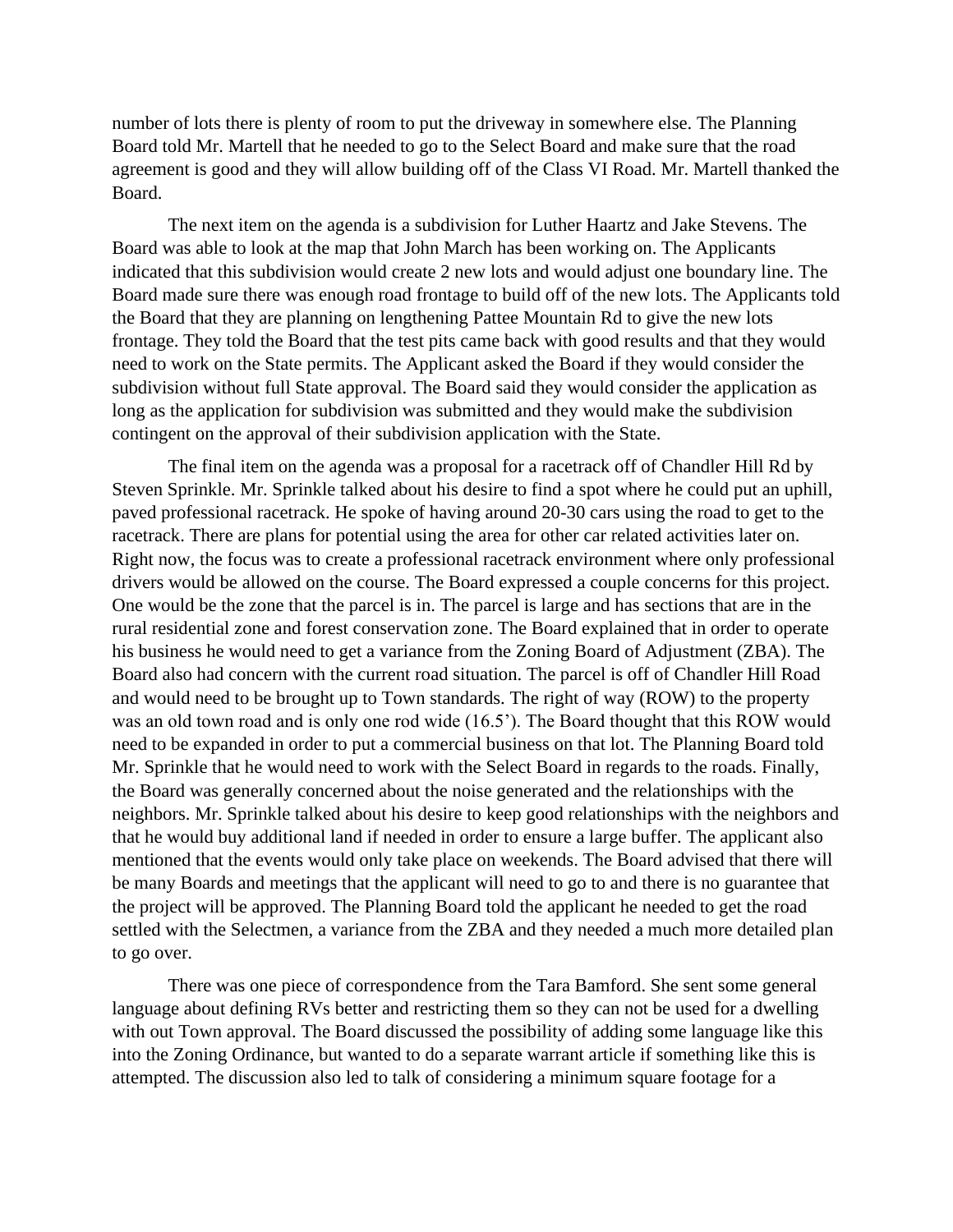number of lots there is plenty of room to put the driveway in somewhere else. The Planning Board told Mr. Martell that he needed to go to the Select Board and make sure that the road agreement is good and they will allow building off of the Class VI Road. Mr. Martell thanked the Board.

The next item on the agenda is a subdivision for Luther Haartz and Jake Stevens. The Board was able to look at the map that John March has been working on. The Applicants indicated that this subdivision would create 2 new lots and would adjust one boundary line. The Board made sure there was enough road frontage to build off of the new lots. The Applicants told the Board that they are planning on lengthening Pattee Mountain Rd to give the new lots frontage. They told the Board that the test pits came back with good results and that they would need to work on the State permits. The Applicant asked the Board if they would consider the subdivision without full State approval. The Board said they would consider the application as long as the application for subdivision was submitted and they would make the subdivision contingent on the approval of their subdivision application with the State.

The final item on the agenda was a proposal for a racetrack off of Chandler Hill Rd by Steven Sprinkle. Mr. Sprinkle talked about his desire to find a spot where he could put an uphill, paved professional racetrack. He spoke of having around 20-30 cars using the road to get to the racetrack. There are plans for potential using the area for other car related activities later on. Right now, the focus was to create a professional racetrack environment where only professional drivers would be allowed on the course. The Board expressed a couple concerns for this project. One would be the zone that the parcel is in. The parcel is large and has sections that are in the rural residential zone and forest conservation zone. The Board explained that in order to operate his business he would need to get a variance from the Zoning Board of Adjustment (ZBA). The Board also had concern with the current road situation. The parcel is off of Chandler Hill Road and would need to be brought up to Town standards. The right of way (ROW) to the property was an old town road and is only one rod wide (16.5'). The Board thought that this ROW would need to be expanded in order to put a commercial business on that lot. The Planning Board told Mr. Sprinkle that he would need to work with the Select Board in regards to the roads. Finally, the Board was generally concerned about the noise generated and the relationships with the neighbors. Mr. Sprinkle talked about his desire to keep good relationships with the neighbors and that he would buy additional land if needed in order to ensure a large buffer. The applicant also mentioned that the events would only take place on weekends. The Board advised that there will be many Boards and meetings that the applicant will need to go to and there is no guarantee that the project will be approved. The Planning Board told the applicant he needed to get the road settled with the Selectmen, a variance from the ZBA and they needed a much more detailed plan to go over.

There was one piece of correspondence from the Tara Bamford. She sent some general language about defining RVs better and restricting them so they can not be used for a dwelling with out Town approval. The Board discussed the possibility of adding some language like this into the Zoning Ordinance, but wanted to do a separate warrant article if something like this is attempted. The discussion also led to talk of considering a minimum square footage for a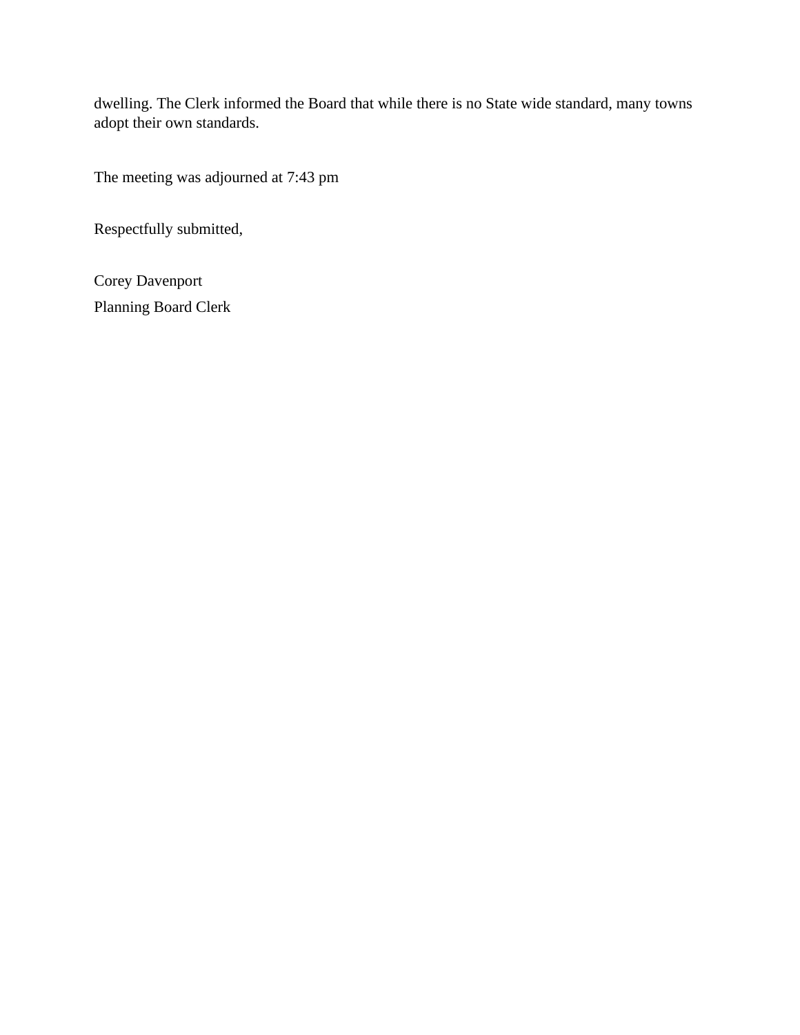dwelling. The Clerk informed the Board that while there is no State wide standard, many towns adopt their own standards.

The meeting was adjourned at 7:43 pm

Respectfully submitted,

Corey Davenport
Planning Board Clerk